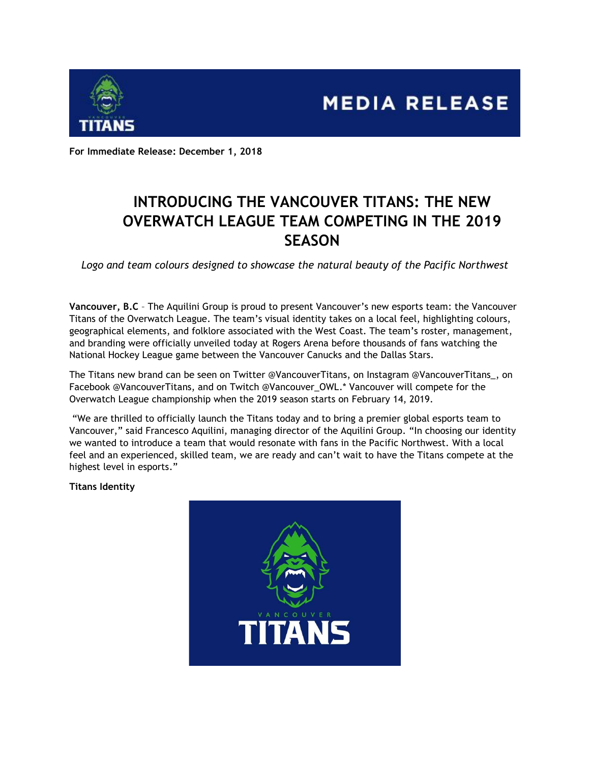MEDIA RELEASE

**For Immediate Release: December 1, 2018**

# INTRODUCING THE VANCOUVER TITANS: THE NEW OVERWATCH LEAGUE TEAM COMPETING IN THE 2019 SEASON

*Logo and team colours designed to showcase the natural beauty of the Pacific Northwest*

**Vancouver, B.C** – The Aquilini Group is proud to present Vancouver's new esports team: the Vancouver Titans of the Overwatch League. The team's visual identity takes on a local feel, highlighting colours, geographical elements, and folklore associated with the West Coast. The team's roster, management, and branding were officially unveiled today at Rogers Arena before thousands of fans watching the National Hockey League game between the Vancouver Canucks and the Dallas Stars.

The Titans new brand can be seen on Twitter @VancouverTitans, on Instagram @VancouverTitans_, on Facebook @VancouverTitans, and on Twitch @Vancouver_OWL.* Vancouver will compete for the Overwatch League championship when the 2019 season starts on February 14, 2019.

"We are thrilled to officially launch the Titans today and to bring a premier global esports team to Vancouver," said Francesco Aquilini, managing director of the Aquilini Group. "In choosing our identity we wanted to introduce a team that would resonate with fans in the Pacific Northwest. With a local feel and an experienced, skilled team, we are ready and can't wait to have the Titans compete at the highest level in esports."

**Titans Identity**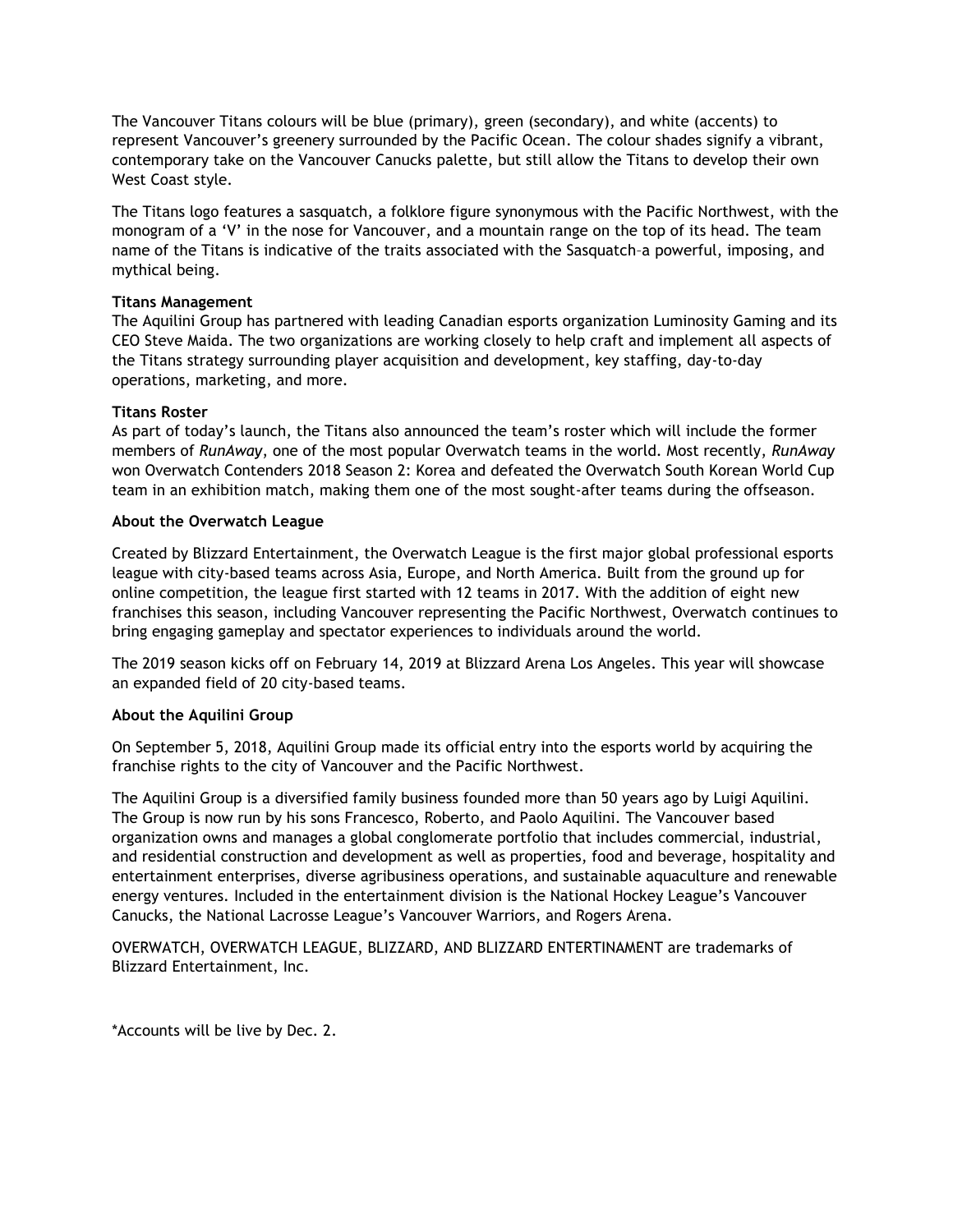The Vancouver Titans colours will be blue (primary), green (secondary), and white (accents) to represent Vancouver's greenery surrounded by the Pacific Ocean. The colour shades signify a vibrant, contemporary take on the Vancouver Canucks palette, but still allow the Titans to develop their own West Coast style.

The Titans logo features a sasquatch, a folklore figure synonymous with the Pacific Northwest, with the monogram of a 'V' in the nose for Vancouver, and a mountain range on the top of its head. The team name of the Titans is indicative of the traits associated with the Sasquatch–a powerful, imposing, and mythical being.

**Titans Management**
The Aquilini Group has partnered with leading Canadian esports organization Luminosity Gaming and its CEO Steve Maida. The two organizations are working closely to help craft and implement all aspects of the Titans strategy surrounding player acquisition and development, key staffing, day-to-day operations, marketing, and more.

**Titans Roster**
As part of today's launch, the Titans also announced the team's roster which will include the former members of *RunAway*, one of the most popular Overwatch teams in the world. Most recently, *RunAway* won Overwatch Contenders 2018 Season 2: Korea and defeated the Overwatch South Korean World Cup team in an exhibition match, making them one of the most sought-after teams during the offseason.

**About the Overwatch League**

Created by Blizzard Entertainment, the Overwatch League is the first major global professional esports league with city-based teams across Asia, Europe, and North America. Built from the ground up for online competition, the league first started with 12 teams in 2017. With the addition of eight new franchises this season, including Vancouver representing the Pacific Northwest, Overwatch continues to bring engaging gameplay and spectator experiences to individuals around the world.

The 2019 season kicks off on February 14, 2019 at Blizzard Arena Los Angeles. This year will showcase an expanded field of 20 city-based teams.

**About the Aquilini Group**

On September 5, 2018, Aquilini Group made its official entry into the esports world by acquiring the franchise rights to the city of Vancouver and the Pacific Northwest.

The Aquilini Group is a diversified family business founded more than 50 years ago by Luigi Aquilini. The Group is now run by his sons Francesco, Roberto, and Paolo Aquilini. The Vancouver based organization owns and manages a global conglomerate portfolio that includes commercial, industrial, and residential construction and development as well as properties, food and beverage, hospitality and entertainment enterprises, diverse agribusiness operations, and sustainable aquaculture and renewable energy ventures. Included in the entertainment division is the National Hockey League's Vancouver Canucks, the National Lacrosse League's Vancouver Warriors, and Rogers Arena.

OVERWATCH, OVERWATCH LEAGUE, BLIZZARD, AND BLIZZARD ENTERTINAMENT are trademarks of Blizzard Entertainment, Inc.

*Accounts will be live by Dec. 2.